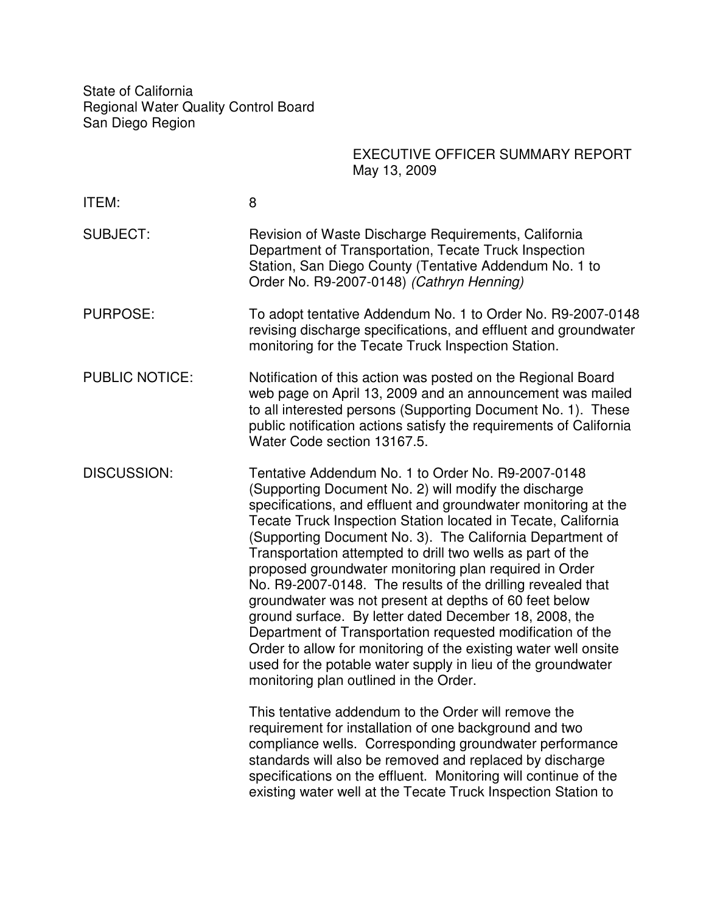State of California
Regional Water Quality Control Board
San Diego Region

EXECUTIVE OFFICER SUMMARY REPORT
May 13, 2009

**ITEM:** 8

**SUBJECT:** Revision of Waste Discharge Requirements, California Department of Transportation, Tecate Truck Inspection Station, San Diego County (Tentative Addendum No. 1 to Order No. R9-2007-0148) *(Cathryn Henning)*

**PURPOSE:** To adopt tentative Addendum No. 1 to Order No. R9-2007-0148 revising discharge specifications, and effluent and groundwater monitoring for the Tecate Truck Inspection Station.

**PUBLIC NOTICE:** Notification of this action was posted on the Regional Board web page on April 13, 2009 and an announcement was mailed to all interested persons (Supporting Document No. 1). These public notification actions satisfy the requirements of California Water Code section 13167.5.

**DISCUSSION:** Tentative Addendum No. 1 to Order No. R9-2007-0148 (Supporting Document No. 2) will modify the discharge specifications, and effluent and groundwater monitoring at the Tecate Truck Inspection Station located in Tecate, California (Supporting Document No. 3). The California Department of Transportation attempted to drill two wells as part of the proposed groundwater monitoring plan required in Order No. R9-2007-0148. The results of the drilling revealed that groundwater was not present at depths of 60 feet below ground surface. By letter dated December 18, 2008, the Department of Transportation requested modification of the Order to allow for monitoring of the existing water well onsite used for the potable water supply in lieu of the groundwater monitoring plan outlined in the Order.

This tentative addendum to the Order will remove the requirement for installation of one background and two compliance wells. Corresponding groundwater performance standards will also be removed and replaced by discharge specifications on the effluent. Monitoring will continue of the existing water well at the Tecate Truck Inspection Station to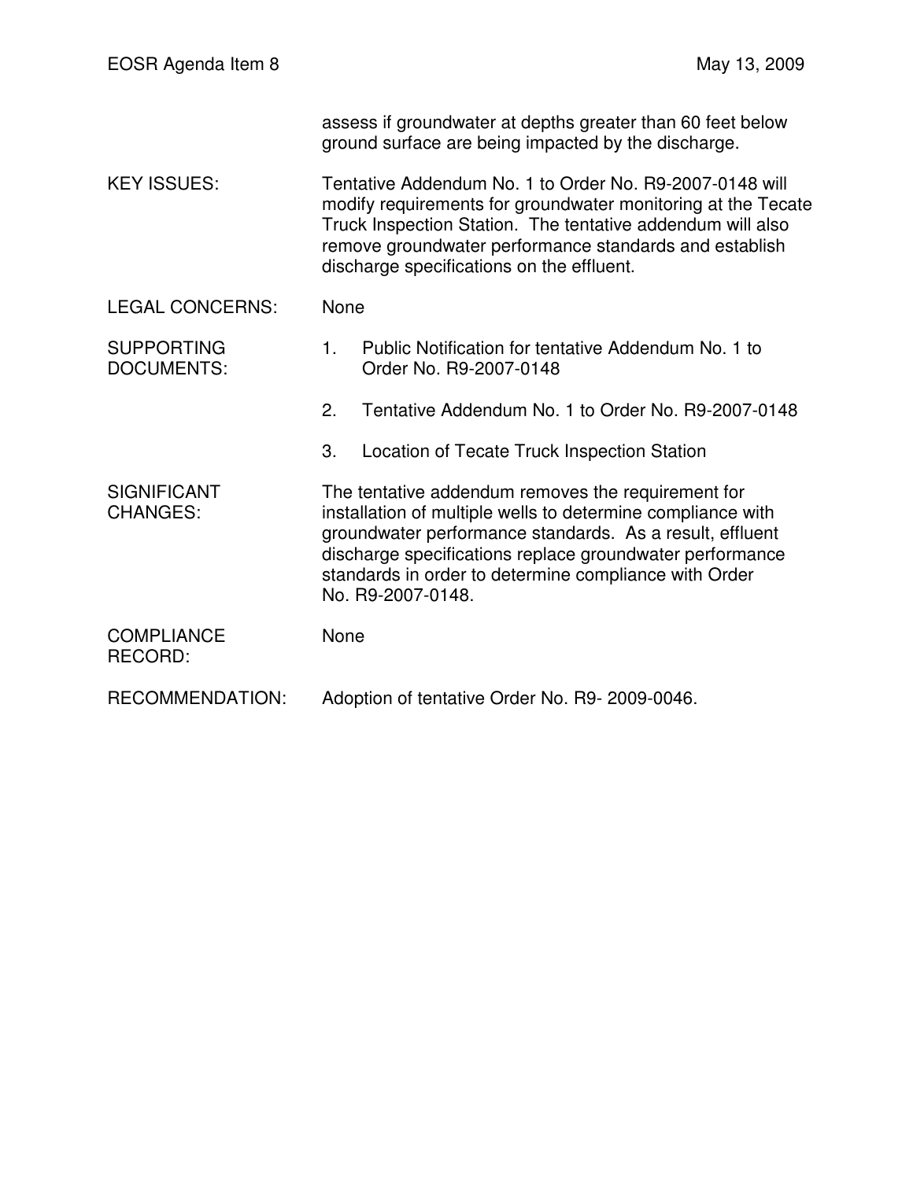assess if groundwater at depths greater than 60 feet below ground surface are being impacted by the discharge.

**KEY ISSUES:** Tentative Addendum No. 1 to Order No. R9-2007-0148 will modify requirements for groundwater monitoring at the Tecate Truck Inspection Station. The tentative addendum will also remove groundwater performance standards and establish discharge specifications on the effluent.

**LEGAL CONCERNS:** None

**SUPPORTING DOCUMENTS:**

1. Public Notification for tentative Addendum No. 1 to Order No. R9-2007-0148
2. Tentative Addendum No. 1 to Order No. R9-2007-0148
3. Location of Tecate Truck Inspection Station

**SIGNIFICANT CHANGES:** The tentative addendum removes the requirement for installation of multiple wells to determine compliance with groundwater performance standards. As a result, effluent discharge specifications replace groundwater performance standards in order to determine compliance with Order No. R9-2007-0148.

**COMPLIANCE RECORD:** None

**RECOMMENDATION:** Adoption of tentative Order No. R9- 2009-0046.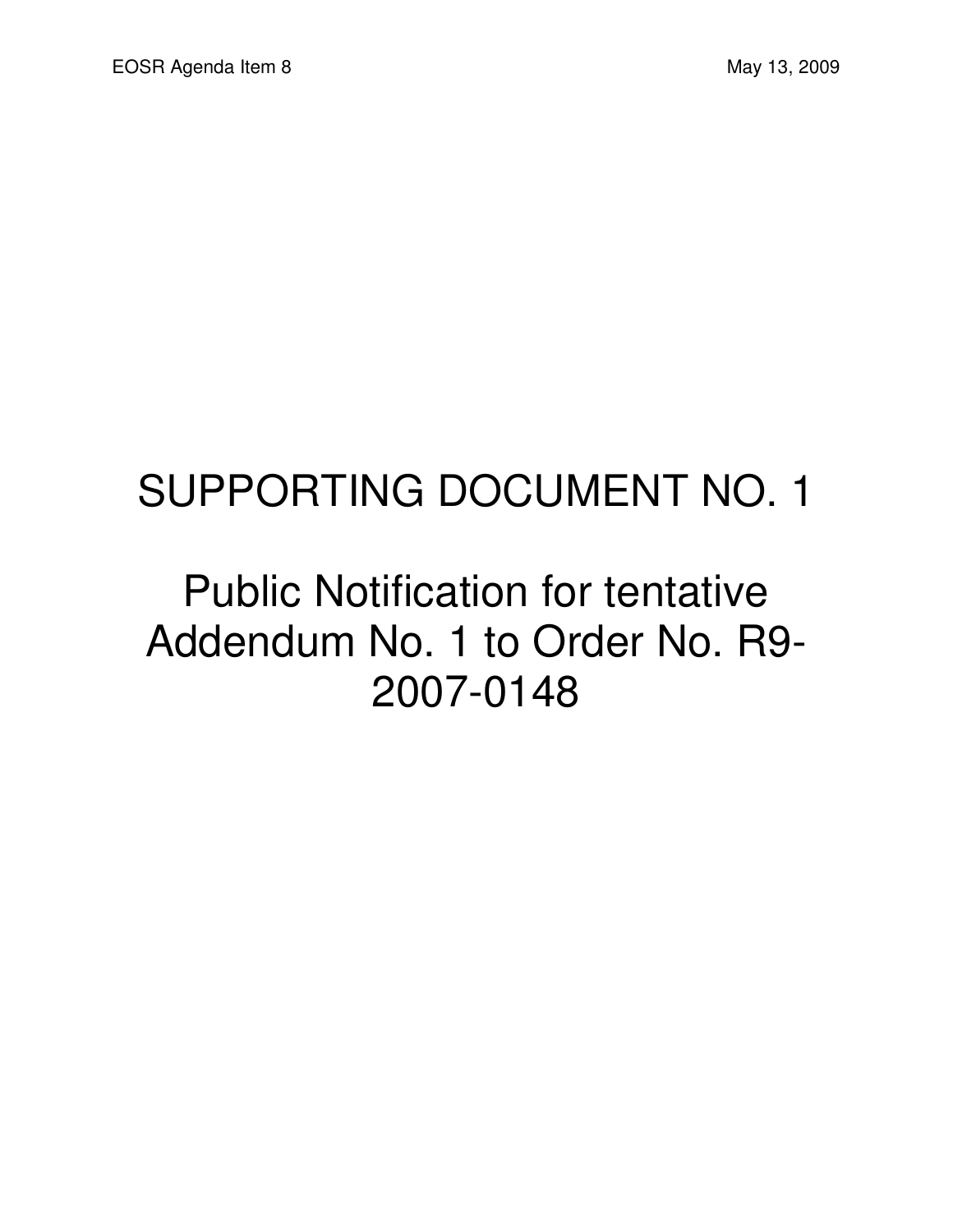# SUPPORTING DOCUMENT NO. 1

## Public Notification for tentative Addendum No. 1 to Order No. R9-2007-0148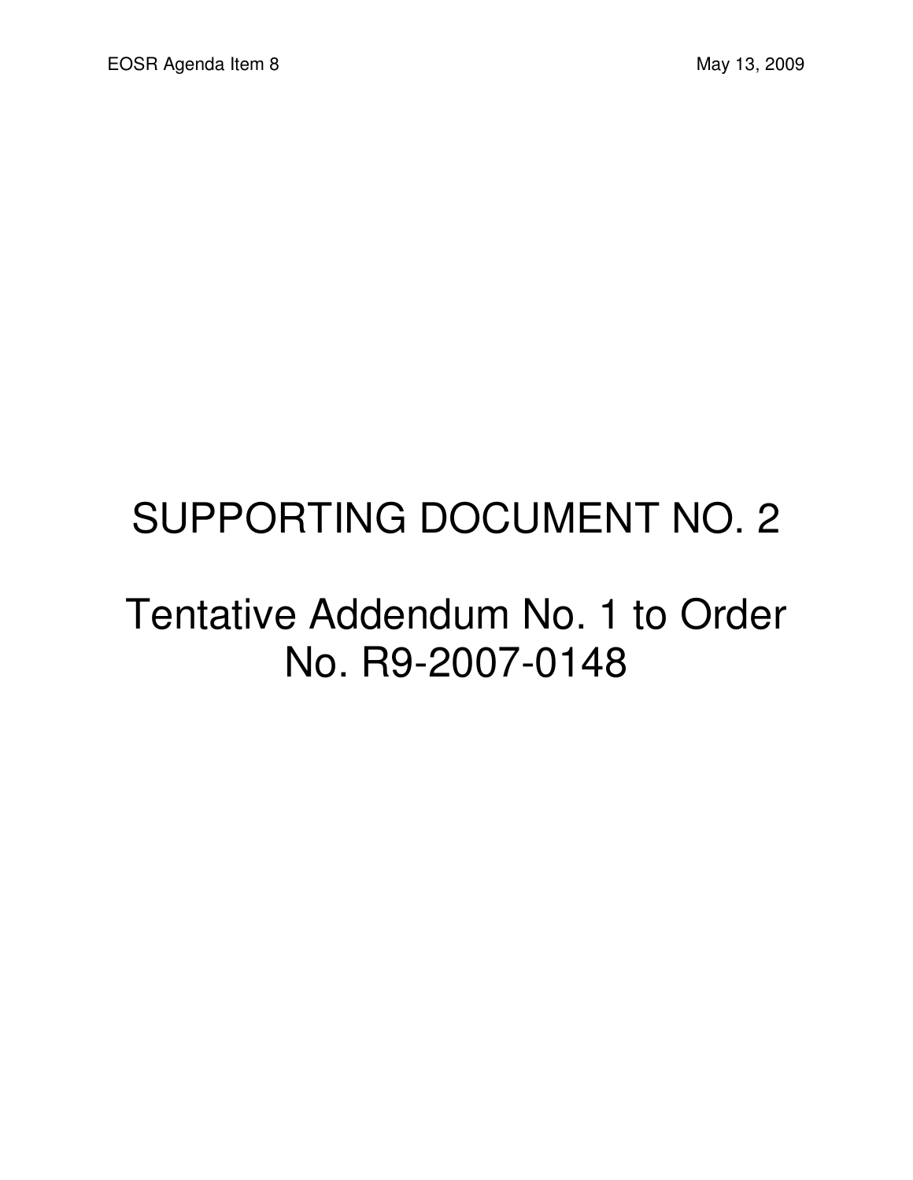# SUPPORTING DOCUMENT NO. 2

# Tentative Addendum No. 1 to Order No. R9-2007-0148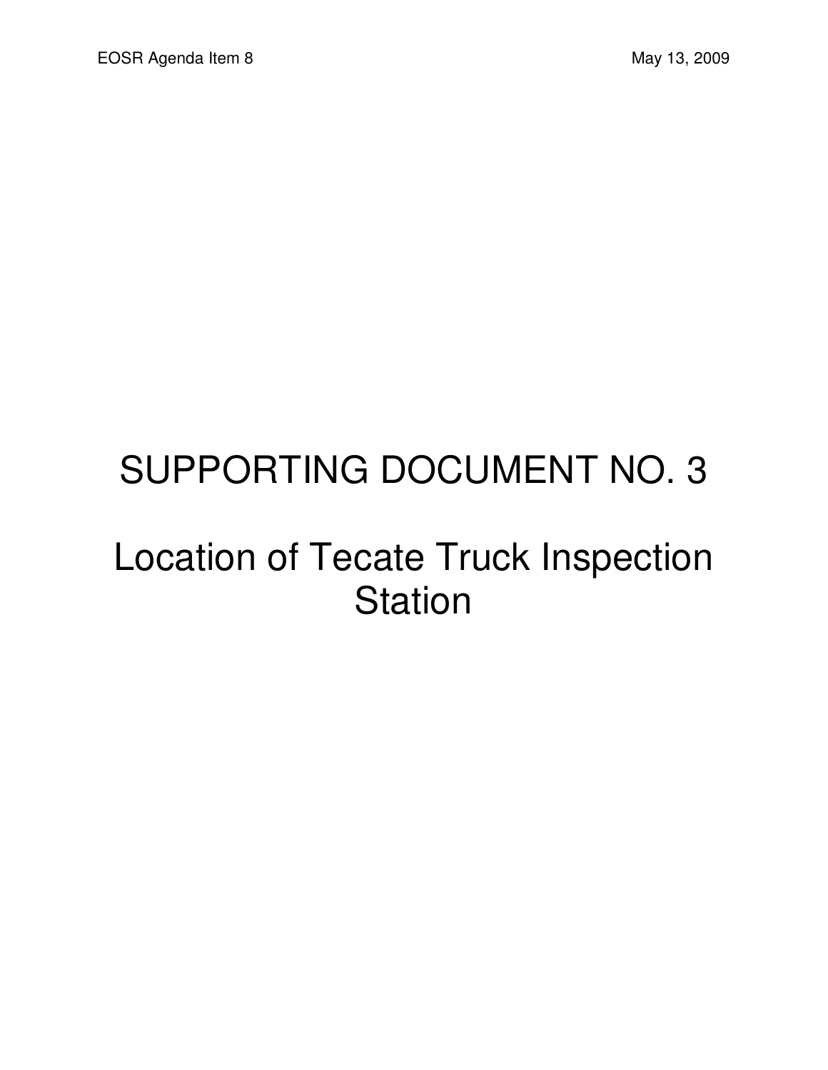# SUPPORTING DOCUMENT NO. 3

# Location of Tecate Truck Inspection Station